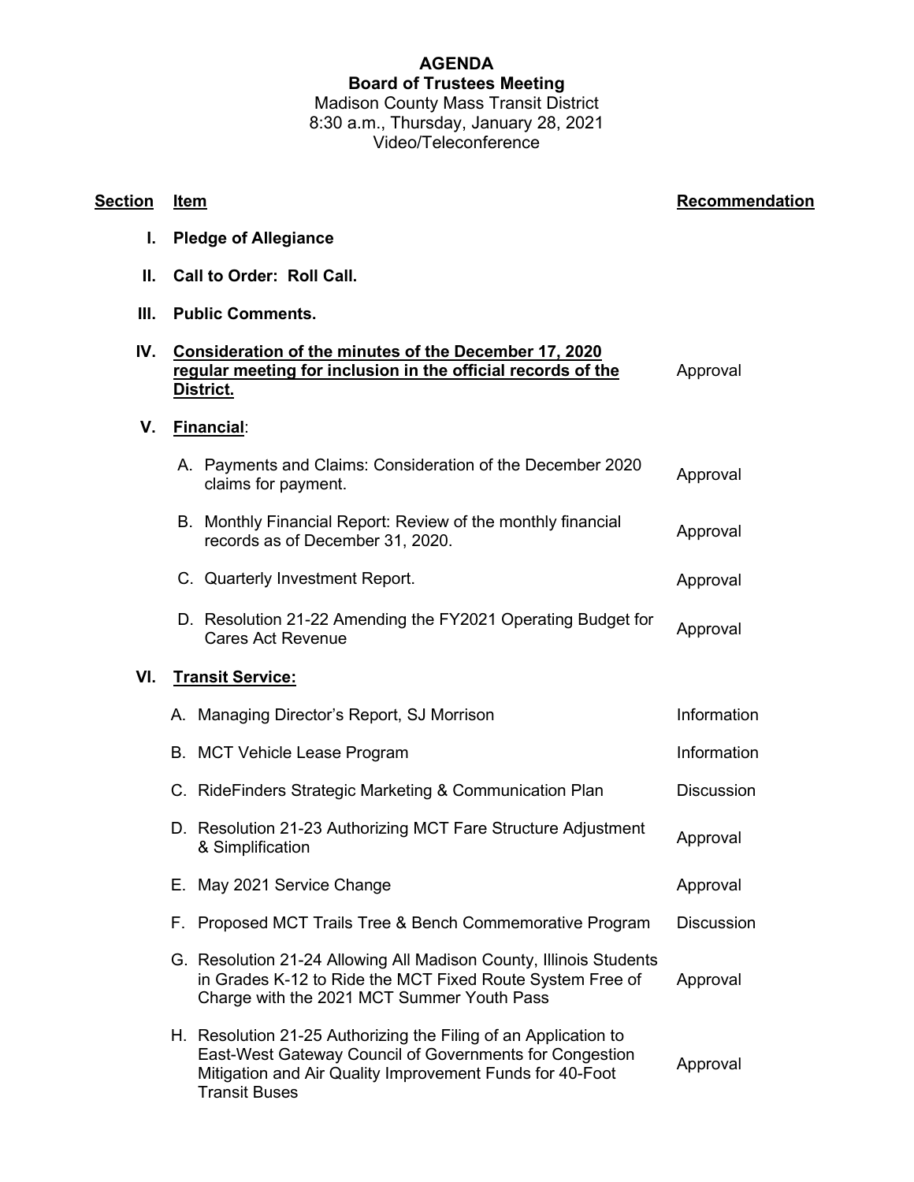# AGENDA

## Board of Trustees Meeting

Madison County Mass Transit District
8:30 a.m., Thursday, January 28, 2021
Video/Teleconference

| Section | Item | Recommendation |
|---|---|---|
| I. | **Pledge of Allegiance** | |
| II. | **Call to Order: Roll Call.** | |
| III. | **Public Comments.** | |
| IV. | **Consideration of the minutes of the December 17, 2020 regular meeting for inclusion in the official records of the District.** | Approval |
| V. | **Financial**: | |
| | A. Payments and Claims: Consideration of the December 2020 claims for payment. | Approval |
| | B. Monthly Financial Report: Review of the monthly financial records as of December 31, 2020. | Approval |
| | C. Quarterly Investment Report. | Approval |
| | D. Resolution 21-22 Amending the FY2021 Operating Budget for Cares Act Revenue | Approval |
| VI. | **Transit Service:** | |
| | A. Managing Director's Report, SJ Morrison | Information |
| | B. MCT Vehicle Lease Program | Information |
| | C. RideFinders Strategic Marketing & Communication Plan | Discussion |
| | D. Resolution 21-23 Authorizing MCT Fare Structure Adjustment & Simplification | Approval |
| | E. May 2021 Service Change | Approval |
| | F. Proposed MCT Trails Tree & Bench Commemorative Program | Discussion |
| | G. Resolution 21-24 Allowing All Madison County, Illinois Students in Grades K-12 to Ride the MCT Fixed Route System Free of Charge with the 2021 MCT Summer Youth Pass | Approval |
| | H. Resolution 21-25 Authorizing the Filing of an Application to East-West Gateway Council of Governments for Congestion Mitigation and Air Quality Improvement Funds for 40-Foot Transit Buses | Approval |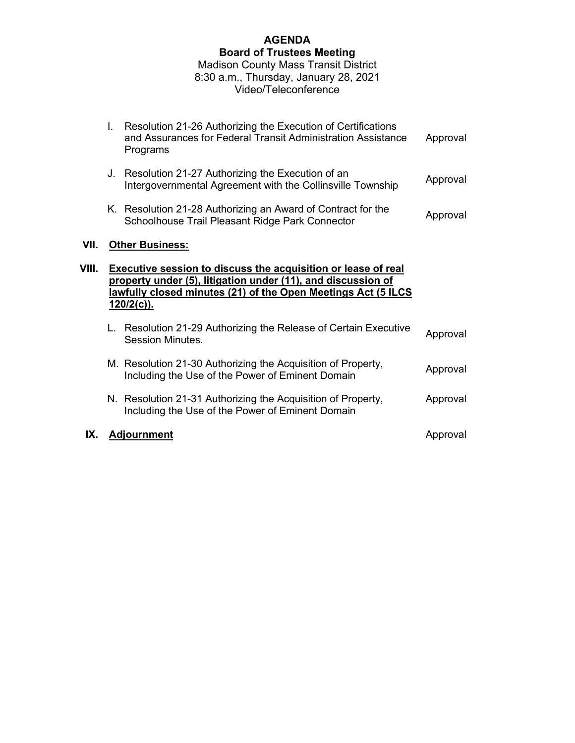**AGENDA**
**Board of Trustees Meeting**
Madison County Mass Transit District
8:30 a.m., Thursday, January 28, 2021
Video/Teleconference

I. Resolution 21-26 Authorizing the Execution of Certifications and Assurances for Federal Transit Administration Assistance Programs — Approval

J. Resolution 21-27 Authorizing the Execution of an Intergovernmental Agreement with the Collinsville Township — Approval

K. Resolution 21-28 Authorizing an Award of Contract for the Schoolhouse Trail Pleasant Ridge Park Connector — Approval

**VII. Other Business:**

**VIII. Executive session to discuss the acquisition or lease of real property under (5), litigation under (11), and discussion of lawfully closed minutes (21) of the Open Meetings Act (5 ILCS 120/2(c)).**

L. Resolution 21-29 Authorizing the Release of Certain Executive Session Minutes. — Approval

M. Resolution 21-30 Authorizing the Acquisition of Property, Including the Use of the Power of Eminent Domain — Approval

N. Resolution 21-31 Authorizing the Acquisition of Property, Including the Use of the Power of Eminent Domain — Approval

**IX. Adjournment** — Approval